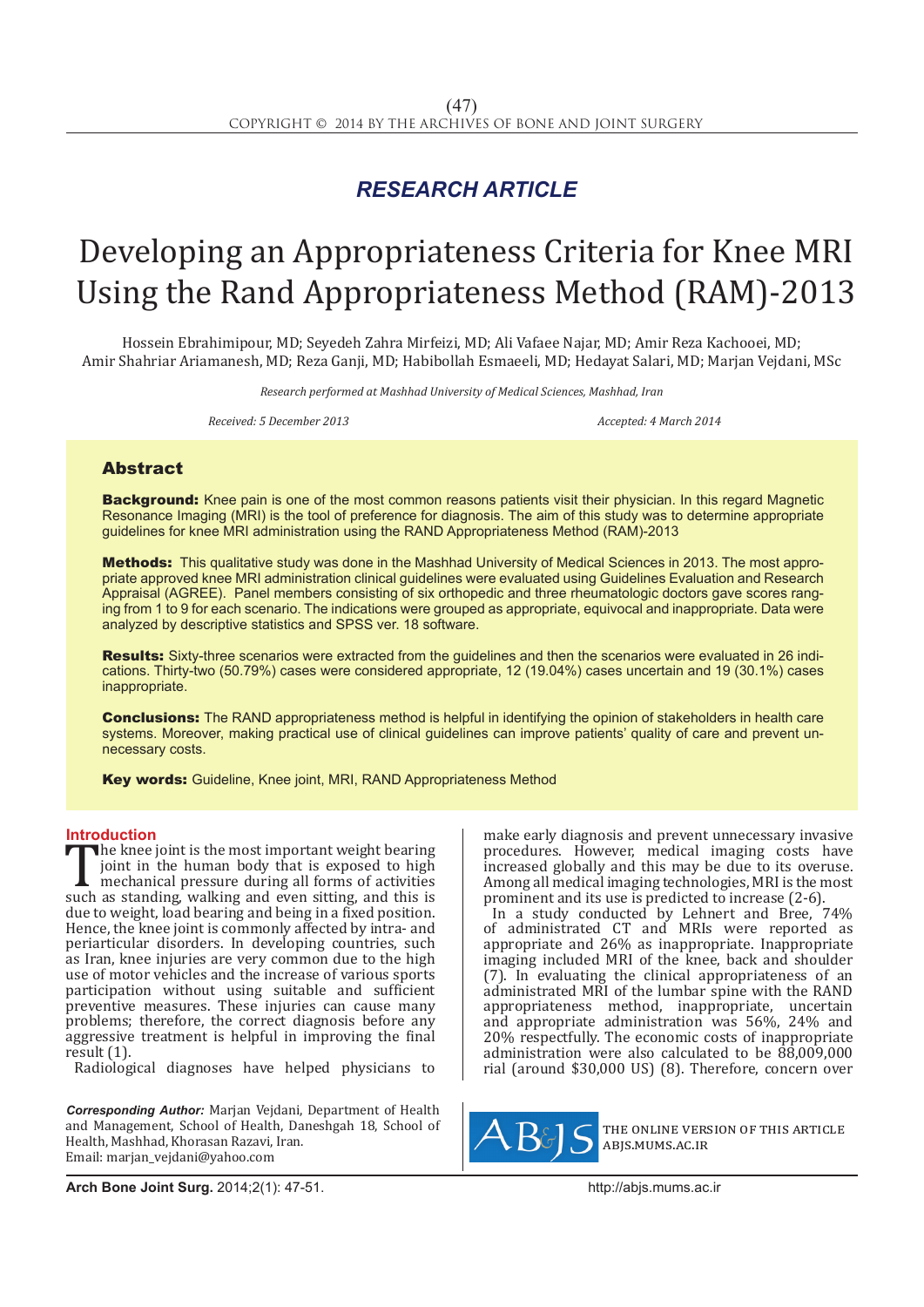*RESEARCH ARTICLE*

# Developing an Appropriateness Criteria for Knee MRI Using the Rand Appropriateness Method (RAM)-2013

Hossein Ebrahimipour, MD; Seyedeh Zahra Mirfeizi, MD; Ali Vafaee Najar, MD; Amir Reza Kachooei, MD; Amir Shahriar Ariamanesh, MD; Reza Ganji, MD; Habibollah Esmaeeli, MD; Hedayat Salari, MD; Marjan Vejdani, MSc

*Research performed at Mashhad University of Medical Sciences, Mashhad, Iran*

*Received: 5 December 2013* *Accepted: 4 March 2014*

## Abstract

**Background:** Knee pain is one of the most common reasons patients visit their physician. In this regard Magnetic Resonance Imaging (MRI) is the tool of preference for diagnosis. The aim of this study was to determine appropriate guidelines for knee MRI administration using the RAND Appropriateness Method (RAM)-2013

**Methods:** This qualitative study was done in the Mashhad University of Medical Sciences in 2013. The most appropriate approved knee MRI administration clinical guidelines were evaluated using Guidelines Evaluation and Research Appraisal (AGREE). Panel members consisting of six orthopedic and three rheumatologic doctors gave scores ranging from 1 to 9 for each scenario. The indications were grouped as appropriate, equivocal and inappropriate. Data were analyzed by descriptive statistics and SPSS ver. 18 software.

**Results:** Sixty-three scenarios were extracted from the guidelines and then the scenarios were evaluated in 26 indications. Thirty-two (50.79%) cases were considered appropriate, 12 (19.04%) cases uncertain and 19 (30.1%) cases inappropriate.

**Conclusions:** The RAND appropriateness method is helpful in identifying the opinion of stakeholders in health care systems. Moreover, making practical use of clinical guidelines can improve patients' quality of care and prevent unnecessary costs.

**Key words:** Guideline, Knee joint, MRI, RAND Appropriateness Method

## Introduction

The knee joint is the most important weight bearing joint in the human body that is exposed to high mechanical pressure during all forms of activities such as standing, walking and even sitting, and this is due to weight, load bearing and being in a fixed position. Hence, the knee joint is commonly affected by intra- and periarticular disorders. In developing countries, such as Iran, knee injuries are very common due to the high use of motor vehicles and the increase of various sports participation without using suitable and sufficient preventive measures. These injuries can cause many problems; therefore, the correct diagnosis before any aggressive treatment is helpful in improving the final result (1).

Radiological diagnoses have helped physicians to make early diagnosis and prevent unnecessary invasive procedures. However, medical imaging costs have increased globally and this may be due to its overuse. Among all medical imaging technologies, MRI is the most prominent and its use is predicted to increase (2-6).

In a study conducted by Lehnert and Bree, 74% of administrated CT and MRIs were reported as appropriate and 26% as inappropriate. Inappropriate imaging included MRI of the knee, back and shoulder (7). In evaluating the clinical appropriateness of an administrated MRI of the lumbar spine with the RAND appropriateness method, inappropriate, uncertain and appropriate administration was 56%, 24% and 20% respectfully. The economic costs of inappropriate administration were also calculated to be 88,009,000 rial (around $30,000 US) (8). Therefore, concern over

*Corresponding Author:* Marjan Vejdani, Department of Health and Management, School of Health, Daneshgah 18, School of Health, Mashhad, Khorasan Razavi, Iran.
Email: marjan_vejdani@yahoo.com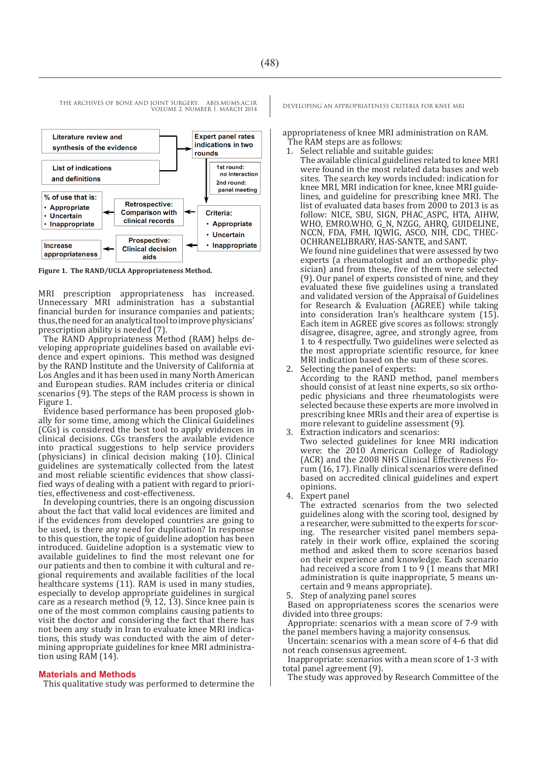Literature review and synthesis of the evidence

List of indications and definitions

Expert panel rates indications in two rounds

1st round: no interaction

2nd round: panel meeting

Criteria:
- Appropriate
- Uncertain
- Inappropriate

Retrospective: Comparison with clinical records

% of use that is:
- Appropriate
- Uncertain
- Inappropriate

Prospective: Clinical decision aids

Increase appropriateness

**Figure 1. The RAND/UCLA Appropriateness Method.**

MRI prescription appropriateness has increased. Unnecessary MRI administration has a substantial financial burden for insurance companies and patients; thus,the need for an analytical tool to improve physicians' prescription ability is needed (7).

The RAND Appropriateness Method (RAM) helps developing appropriate guidelines based on available evidence and expert opinions. This method was designed by the RAND Institute and the University of California at Los Angles and it has been used in many North American and European studies. RAM includes criteria or clinical scenarios (9). The steps of the RAM process is shown in Figure 1.

Evidence based performance has been proposed globally for some time, among which the Clinical Guidelines (CGs) is considered the best tool to apply evidences in clinical decisions. CGs transfers the available evidence into practical suggestions to help service providers (physicians) in clinical decision making (10). Clinical guidelines are systematically collected from the latest and most reliable scientific evidences that show classified ways of dealing with a patient with regard to priorities, effectiveness and cost-effectiveness.

In developing countries, there is an ongoing discussion about the fact that valid local evidences are limited and if the evidences from developed countries are going to be used, is there any need for duplication? In response to this question, the topic of guideline adoption has been introduced. Guideline adoption is a systematic view to available guidelines to find the most relevant one for our patients and then to combine it with cultural and regional requirements and available facilities of the local healthcare systems (11). RAM is used in many studies, especially to develop appropriate guidelines in surgical care as a research method (9, 12, 13). Since knee pain is one of the most common complains causing patients to visit the doctor and considering the fact that there has not been any study in Iran to evaluate knee MRI indications, this study was conducted with the aim of determining appropriate guidelines for knee MRI administration using RAM (14).

## Materials and Methods

This qualitative study was performed to determine the appropriateness of knee MRI administration on RAM.

The RAM steps are as follows:

1. Select reliable and suitable guides:
   The available clinical guidelines related to knee MRI were found in the most related data bases and web sites. The search key words included: indication for knee MRI, MRI indication for knee, knee MRI guidelines, and guideline for prescribing knee MRI. The list of evaluated data bases from 2000 to 2013 is as follow: NICE, SBU, SIGN, PHAC_ASPC, HTA, AIHW, WHO, EMRO.WHO, G_N, NZGG, AHRQ, GUIDELINE, NCCN, FDA, FMH, IQWIG, ASCO, NIH, CDC, THECOCHRANELIBRARY, HAS-SANTE, and SANT.
   We found nine guidelines that were assessed by two experts (a rheumatologist and an orthopedic physician) and from these, five of them were selected (9). Our panel of experts consisted of nine, and they evaluated these five guidelines using a translated and validated version of the Appraisal of Guidelines for Research & Evaluation (AGREE) while taking into consideration Iran's healthcare system (15). Each item in AGREE give scores as follows: strongly disagree, disagree, agree, and strongly agree, from 1 to 4 respectfully. Two guidelines were selected as the most appropriate scientific resource, for knee MRI indication based on the sum of these scores.
2. Selecting the panel of experts:
   According to the RAND method, panel members should consist of at least nine experts, so six orthopedic physicians and three rheumatologists were selected because these experts are more involved in prescribing knee MRIs and their area of expertise is more relevant to guideline assessment (9).
3. Extraction indicators and scenarios:
   Two selected guidelines for knee MRI indication were: the 2010 American College of Radiology (ACR) and the 2008 NHS Clinical Effectiveness Forum (16, 17). Finally clinical scenarios were defined based on accredited clinical guidelines and expert opinions.
4. Expert panel
   The extracted scenarios from the two selected guidelines along with the scoring tool, designed by a researcher, were submitted to the experts for scoring. The researcher visited panel members separately in their work office, explained the scoring method and asked them to score scenarios based on their experience and knowledge. Each scenario had received a score from 1 to 9 (1 means that MRI administration is quite inappropriate, 5 means uncertain and 9 means appropriate).
5. Step of analyzing panel scores

Based on appropriateness scores the scenarios were divided into three groups:

Appropriate: scenarios with a mean score of 7-9 with the panel members having a majority consensus.

Uncertain: scenarios with a mean score of 4-6 that did not reach consensus agreement.

Inappropriate: scenarios with a mean score of 1-3 with total panel agreement (9).

The study was approved by Research Committee of the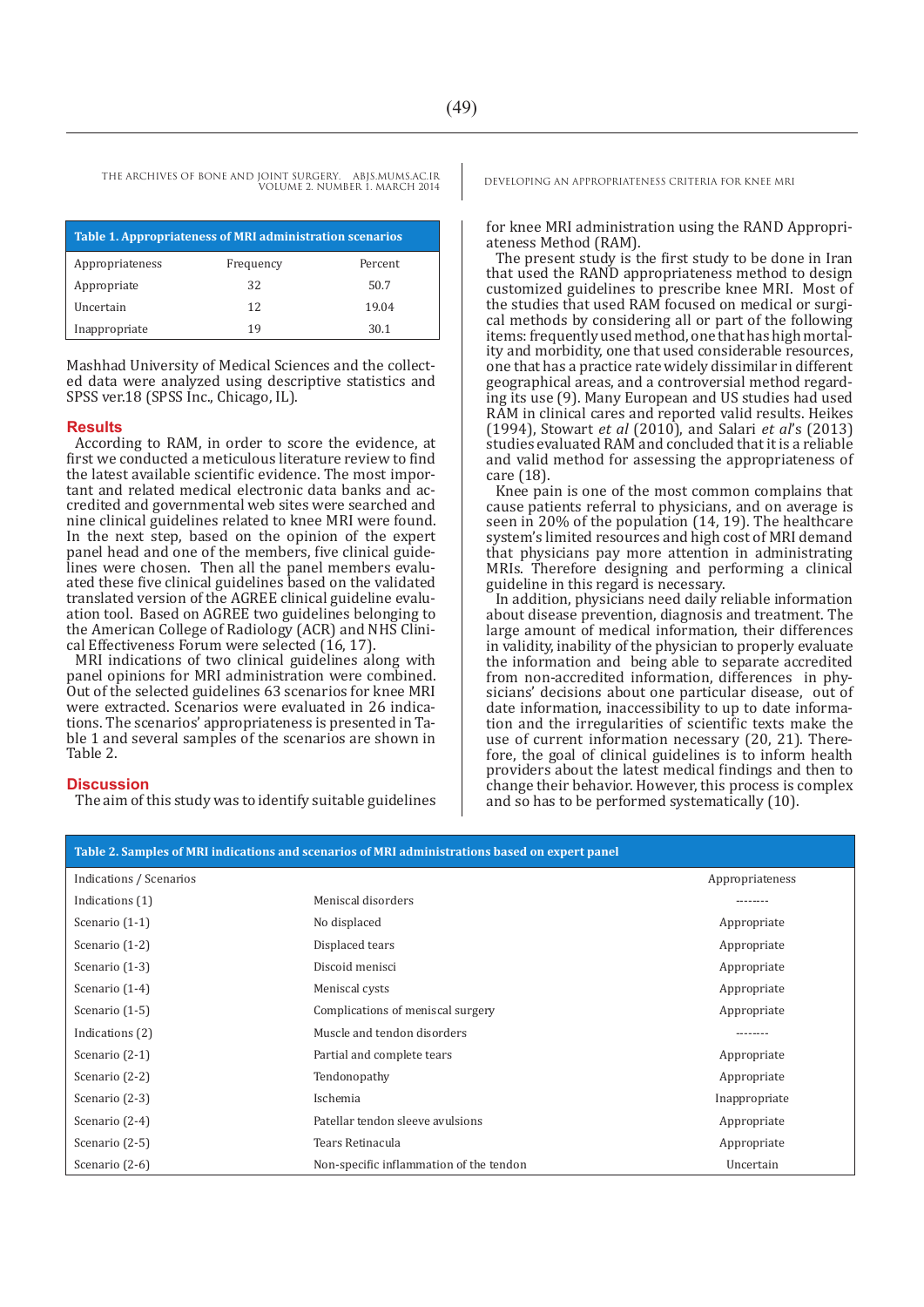**Table 1. Appropriateness of MRI administration scenarios**

| Appropriateness | Frequency | Percent |
|---|---|---|
| Appropriate | 32 | 50.7 |
| Uncertain | 12 | 19.04 |
| Inappropriate | 19 | 30.1 |

Mashhad University of Medical Sciences and the collected data were analyzed using descriptive statistics and SPSS ver.18 (SPSS Inc., Chicago, IL).

## Results

According to RAM, in order to score the evidence, at first we conducted a meticulous literature review to find the latest available scientific evidence. The most important and related medical electronic data banks and accredited and governmental web sites were searched and nine clinical guidelines related to knee MRI were found. In the next step, based on the opinion of the expert panel head and one of the members, five clinical guidelines were chosen. Then all the panel members evaluated these five clinical guidelines based on the validated translated version of the AGREE clinical guideline evaluation tool. Based on AGREE two guidelines belonging to the American College of Radiology (ACR) and NHS Clinical Effectiveness Forum were selected (16, 17).

MRI indications of two clinical guidelines along with panel opinions for MRI administration were combined. Out of the selected guidelines 63 scenarios for knee MRI were extracted. Scenarios were evaluated in 26 indications. The scenarios' appropriateness is presented in Table 1 and several samples of the scenarios are shown in Table 2.

## Discussion

The aim of this study was to identify suitable guidelines for knee MRI administration using the RAND Appropriateness Method (RAM).

The present study is the first study to be done in Iran that used the RAND appropriateness method to design customized guidelines to prescribe knee MRI. Most of the studies that used RAM focused on medical or surgical methods by considering all or part of the following items: frequently used method, one that has high mortality and morbidity, one that used considerable resources, one that has a practice rate widely dissimilar in different geographical areas, and a controversial method regarding its use (9). Many European and US studies had used RAM in clinical cares and reported valid results. Heikes (1994), Stowart *et al* (2010), and Salari *et al*'s (2013) studies evaluated RAM and concluded that it is a reliable and valid method for assessing the appropriateness of care (18).

Knee pain is one of the most common complains that cause patients referral to physicians, and on average is seen in 20% of the population (14, 19). The healthcare system's limited resources and high cost of MRI demand that physicians pay more attention in administrating MRIs. Therefore designing and performing a clinical guideline in this regard is necessary.

In addition, physicians need daily reliable information about disease prevention, diagnosis and treatment. The large amount of medical information, their differences in validity, inability of the physician to properly evaluate the information and being able to separate accredited from non-accredited information, differences in physicians' decisions about one particular disease, out of date information, inaccessibility to up to date information and the irregularities of scientific texts make the use of current information necessary (20, 21). Therefore, the goal of clinical guidelines is to inform health providers about the latest medical findings and then to change their behavior. However, this process is complex and so has to be performed systematically (10).

**Table 2. Samples of MRI indications and scenarios of MRI administrations based on expert panel**

| Indications / Scenarios | | Appropriateness |
|---|---|---|
| Indications (1) | Meniscal disorders | -------- |
| Scenario (1-1) | No displaced | Appropriate |
| Scenario (1-2) | Displaced tears | Appropriate |
| Scenario (1-3) | Discoid menisci | Appropriate |
| Scenario (1-4) | Meniscal cysts | Appropriate |
| Scenario (1-5) | Complications of meniscal surgery | Appropriate |
| Indications (2) | Muscle and tendon disorders | -------- |
| Scenario (2-1) | Partial and complete tears | Appropriate |
| Scenario (2-2) | Tendonopathy | Appropriate |
| Scenario (2-3) | Ischemia | Inappropriate |
| Scenario (2-4) | Patellar tendon sleeve avulsions | Appropriate |
| Scenario (2-5) | Tears Retinacula | Appropriate |
| Scenario (2-6) | Non-specific inflammation of the tendon | Uncertain |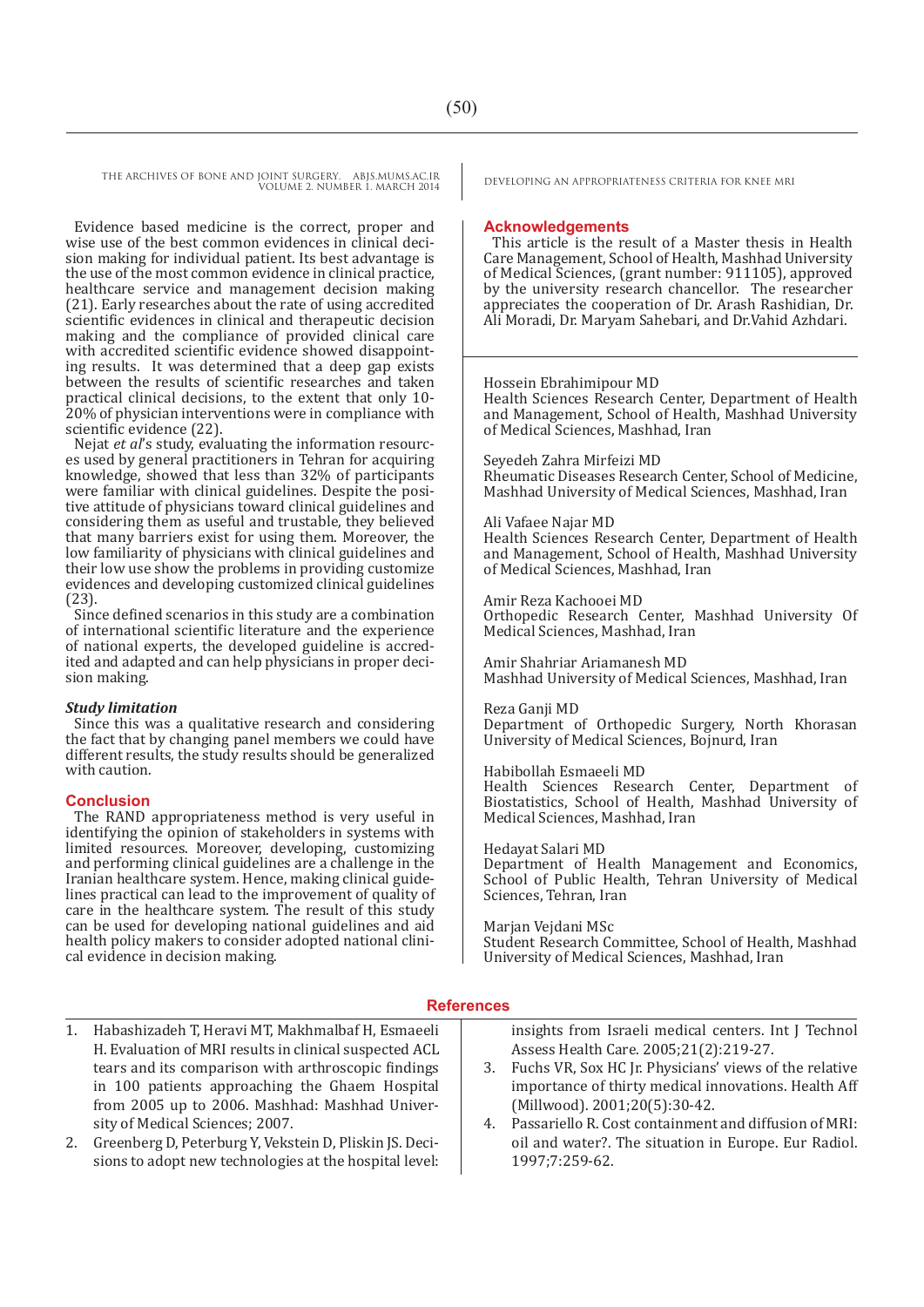Evidence based medicine is the correct, proper and wise use of the best common evidences in clinical decision making for individual patient. Its best advantage is the use of the most common evidence in clinical practice, healthcare service and management decision making (21). Early researches about the rate of using accredited scientific evidences in clinical and therapeutic decision making and the compliance of provided clinical care with accredited scientific evidence showed disappointing results. It was determined that a deep gap exists between the results of scientific researches and taken practical clinical decisions, to the extent that only 10-20% of physician interventions were in compliance with scientific evidence (22).

Nejat *et al*'s study, evaluating the information resources used by general practitioners in Tehran for acquiring knowledge, showed that less than 32% of participants were familiar with clinical guidelines. Despite the positive attitude of physicians toward clinical guidelines and considering them as useful and trustable, they believed that many barriers exist for using them. Moreover, the low familiarity of physicians with clinical guidelines and their low use show the problems in providing customize evidences and developing customized clinical guidelines (23).

Since defined scenarios in this study are a combination of international scientific literature and the experience of national experts, the developed guideline is accredited and adapted and can help physicians in proper decision making.

### *Study limitation*

Since this was a qualitative research and considering the fact that by changing panel members we could have different results, the study results should be generalized with caution.

## Conclusion

The RAND appropriateness method is very useful in identifying the opinion of stakeholders in systems with limited resources. Moreover, developing, customizing and performing clinical guidelines are a challenge in the Iranian healthcare system. Hence, making clinical guidelines practical can lead to the improvement of quality of care in the healthcare system. The result of this study can be used for developing national guidelines and aid health policy makers to consider adopted national clinical evidence in decision making.

## Acknowledgements

This article is the result of a Master thesis in Health Care Management, School of Health, Mashhad University of Medical Sciences, (grant number: 911105), approved by the university research chancellor. The researcher appreciates the cooperation of Dr. Arash Rashidian, Dr. Ali Moradi, Dr. Maryam Sahebari, and Dr.Vahid Azhdari.

Hossein Ebrahimipour MD
Health Sciences Research Center, Department of Health and Management, School of Health, Mashhad University of Medical Sciences, Mashhad, Iran

Seyedeh Zahra Mirfeizi MD
Rheumatic Diseases Research Center, School of Medicine, Mashhad University of Medical Sciences, Mashhad, Iran

Ali Vafaee Najar MD
Health Sciences Research Center, Department of Health and Management, School of Health, Mashhad University of Medical Sciences, Mashhad, Iran

Amir Reza Kachooei MD
Orthopedic Research Center, Mashhad University Of Medical Sciences, Mashhad, Iran

Amir Shahriar Ariamanesh MD
Mashhad University of Medical Sciences, Mashhad, Iran

Reza Ganji MD
Department of Orthopedic Surgery, North Khorasan University of Medical Sciences, Bojnurd, Iran

Habibollah Esmaeeli MD
Health Sciences Research Center, Department of Biostatistics, School of Health, Mashhad University of Medical Sciences, Mashhad, Iran

Hedayat Salari MD
Department of Health Management and Economics, School of Public Health, Tehran University of Medical Sciences, Tehran, Iran

Marjan Vejdani MSc
Student Research Committee, School of Health, Mashhad University of Medical Sciences, Mashhad, Iran

## References

1. Habashizadeh T, Heravi MT, Makhmalbaf H, Esmaeeli H. Evaluation of MRI results in clinical suspected ACL tears and its comparison with arthroscopic findings in 100 patients approaching the Ghaem Hospital from 2005 up to 2006. Mashhad: Mashhad University of Medical Sciences; 2007.
2. Greenberg D, Peterburg Y, Vekstein D, Pliskin JS. Decisions to adopt new technologies at the hospital level: insights from Israeli medical centers. Int J Technol Assess Health Care. 2005;21(2):219-27.
3. Fuchs VR, Sox HC Jr. Physicians' views of the relative importance of thirty medical innovations. Health Aff (Millwood). 2001;20(5):30-42.
4. Passariello R. Cost containment and diffusion of MRI: oil and water?. The situation in Europe. Eur Radiol. 1997;7:259-62.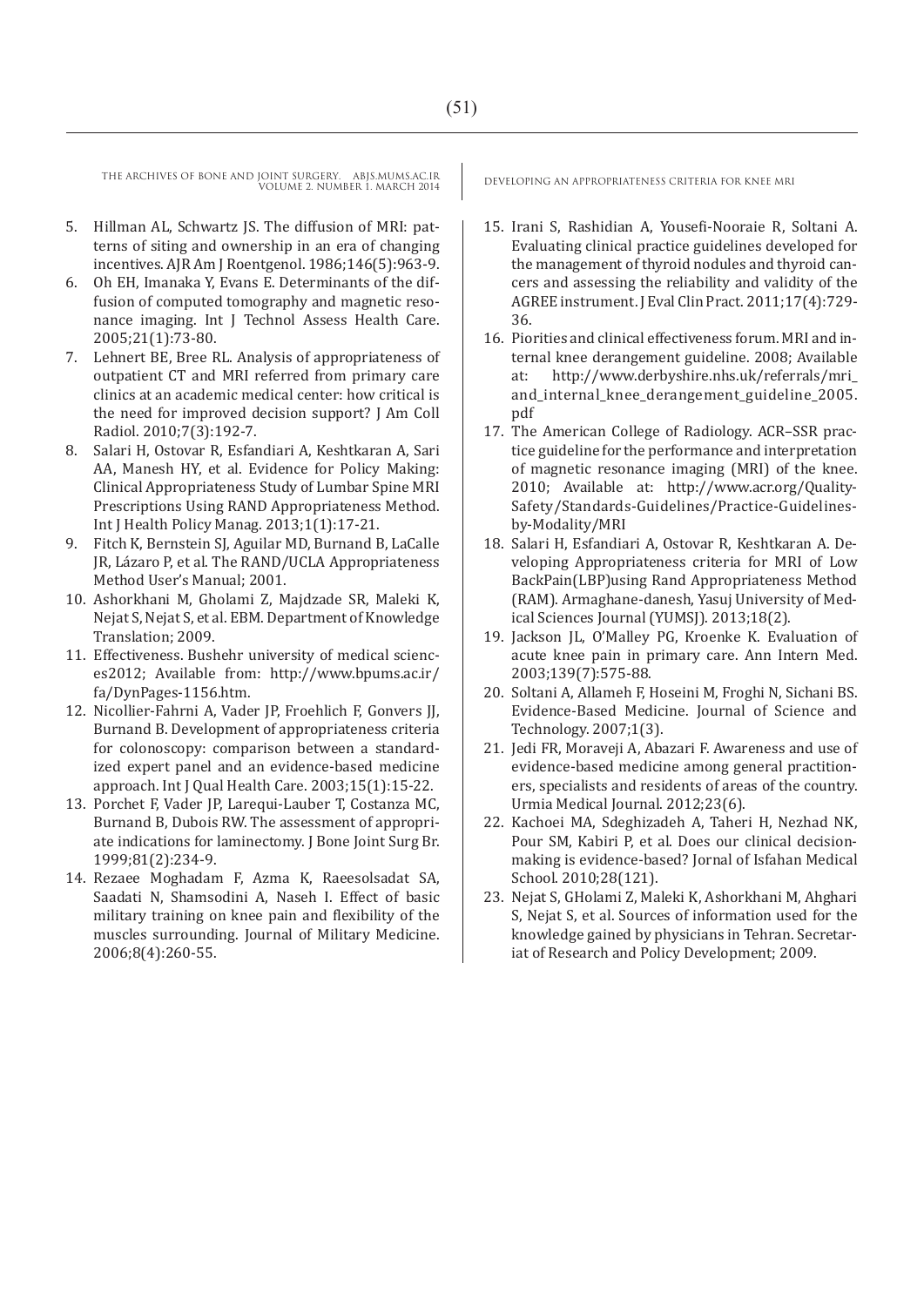5. Hillman AL, Schwartz JS. The diffusion of MRI: patterns of siting and ownership in an era of changing incentives. AJR Am J Roentgenol. 1986;146(5):963-9.
6. Oh EH, Imanaka Y, Evans E. Determinants of the diffusion of computed tomography and magnetic resonance imaging. Int J Technol Assess Health Care. 2005;21(1):73-80.
7. Lehnert BE, Bree RL. Analysis of appropriateness of outpatient CT and MRI referred from primary care clinics at an academic medical center: how critical is the need for improved decision support? J Am Coll Radiol. 2010;7(3):192-7.
8. Salari H, Ostovar R, Esfandiari A, Keshtkaran A, Sari AA, Manesh HY, et al. Evidence for Policy Making: Clinical Appropriateness Study of Lumbar Spine MRI Prescriptions Using RAND Appropriateness Method. Int J Health Policy Manag. 2013;1(1):17-21.
9. Fitch K, Bernstein SJ, Aguilar MD, Burnand B, LaCalle JR, Lázaro P, et al. The RAND/UCLA Appropriateness Method User's Manual; 2001.
10. Ashorkhani M, Gholami Z, Majdzade SR, Maleki K, Nejat S, Nejat S, et al. EBM. Department of Knowledge Translation; 2009.
11. Effectiveness. Bushehr university of medical sciences2012; Available from: http://www.bpums.ac.ir/fa/DynPages-1156.htm.
12. Nicollier-Fahrni A, Vader JP, Froehlich F, Gonvers JJ, Burnand B. Development of appropriateness criteria for colonoscopy: comparison between a standardized expert panel and an evidence-based medicine approach. Int J Qual Health Care. 2003;15(1):15-22.
13. Porchet F, Vader JP, Larequi-Lauber T, Costanza MC, Burnand B, Dubois RW. The assessment of appropriate indications for laminectomy. J Bone Joint Surg Br. 1999;81(2):234-9.
14. Rezaee Moghadam F, Azma K, Raeesolsadat SA, Saadati N, Shamsodini A, Naseh I. Effect of basic military training on knee pain and flexibility of the muscles surrounding. Journal of Military Medicine. 2006;8(4):260-55.
15. Irani S, Rashidian A, Yousefi-Nooraie R, Soltani A. Evaluating clinical practice guidelines developed for the management of thyroid nodules and thyroid cancers and assessing the reliability and validity of the AGREE instrument. J Eval Clin Pract. 2011;17(4):729-36.
16. Piorities and clinical effectiveness forum. MRI and internal knee derangement guideline. 2008; Available at: http://www.derbyshire.nhs.uk/referrals/mri_and_internal_knee_derangement_guideline_2005.pdf
17. The American College of Radiology. ACR–SSR practice guideline for the performance and interpretation of magnetic resonance imaging (MRI) of the knee. 2010; Available at: http://www.acr.org/Quality-Safety/Standards-Guidelines/Practice-Guidelines-by-Modality/MRI
18. Salari H, Esfandiari A, Ostovar R, Keshtkaran A. Developing Appropriateness criteria for MRI of Low BackPain(LBP)using Rand Appropriateness Method (RAM). Armaghane-danesh, Yasuj University of Medical Sciences Journal (YUMSJ). 2013;18(2).
19. Jackson JL, O'Malley PG, Kroenke K. Evaluation of acute knee pain in primary care. Ann Intern Med. 2003;139(7):575-88.
20. Soltani A, Allameh F, Hoseini M, Froghi N, Sichani BS. Evidence-Based Medicine. Journal of Science and Technology. 2007;1(3).
21. Jedi FR, Moraveji A, Abazari F. Awareness and use of evidence-based medicine among general practitioners, specialists and residents of areas of the country. Urmia Medical Journal. 2012;23(6).
22. Kachoei MA, Sdeghizadeh A, Taheri H, Nezhad NK, Pour SM, Kabiri P, et al. Does our clinical decision-making is evidence-based? Jornal of Isfahan Medical School. 2010;28(121).
23. Nejat S, GHolami Z, Maleki K, Ashorkhani M, Ahghari S, Nejat S, et al. Sources of information used for the knowledge gained by physicians in Tehran. Secretariat of Research and Policy Development; 2009.